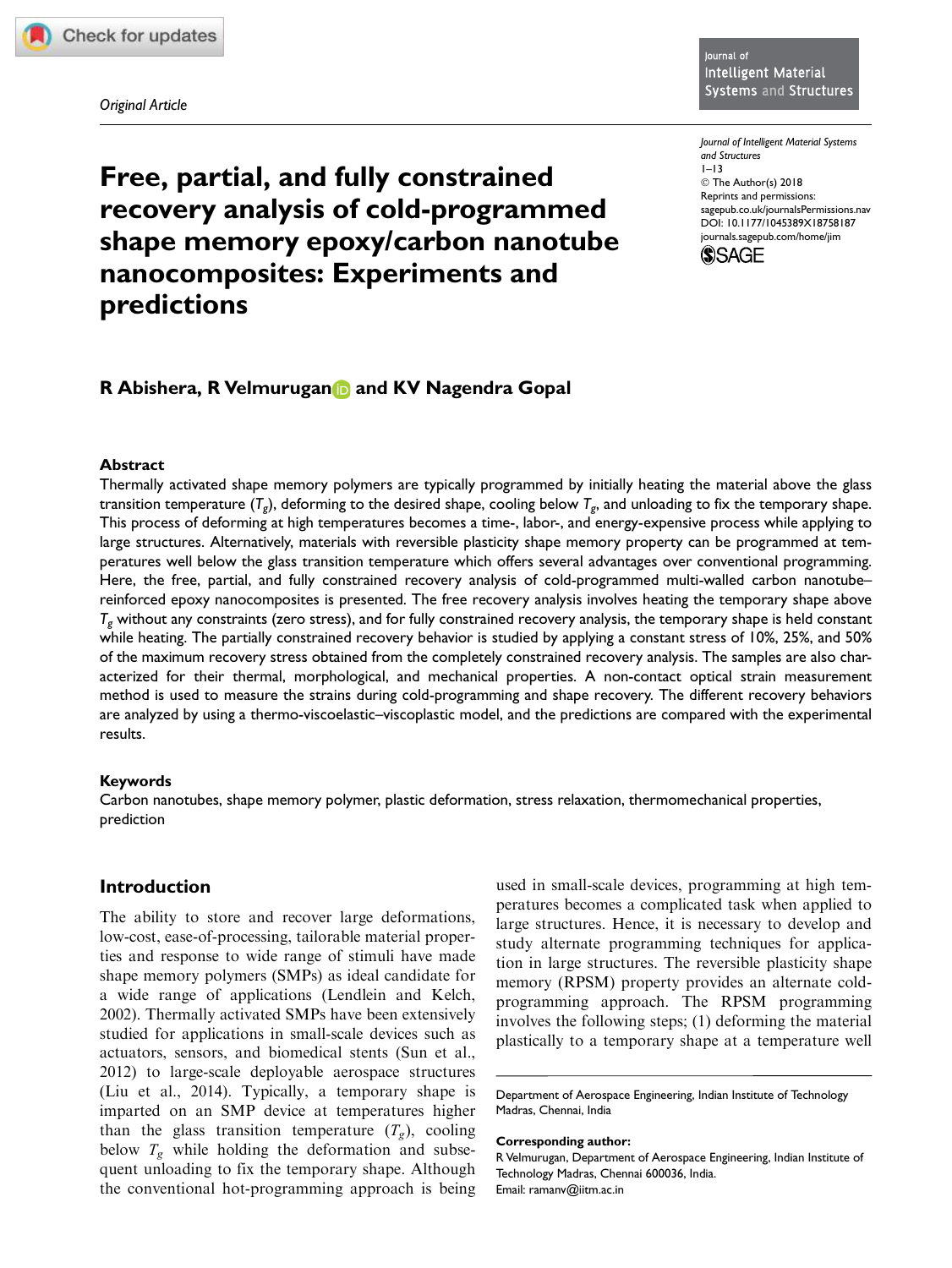*Original Article*

# Free, partial, and fully constrained recovery analysis of cold-programmed shape memory epoxy/carbon nanotube nanocomposites: Experiments and predictions

*Journal of Intelligent Material Systems and Structures*
1–13
© The Author(s) 2018
Reprints and permissions: sagepub.co.uk/journalsPermissions.nav
DOI: 10.1177/1045389X18758187
journals.sagepub.com/home/jim

**R Abishera, R Velmurugan and KV Nagendra Gopal**

## Abstract

Thermally activated shape memory polymers are typically programmed by initially heating the material above the glass transition temperature ($T_g$), deforming to the desired shape, cooling below $T_g$, and unloading to fix the temporary shape. This process of deforming at high temperatures becomes a time-, labor-, and energy-expensive process while applying to large structures. Alternatively, materials with reversible plasticity shape memory property can be programmed at temperatures well below the glass transition temperature which offers several advantages over conventional programming. Here, the free, partial, and fully constrained recovery analysis of cold-programmed multi-walled carbon nanotube–reinforced epoxy nanocomposites is presented. The free recovery analysis involves heating the temporary shape above $T_g$ without any constraints (zero stress), and for fully constrained recovery analysis, the temporary shape is held constant while heating. The partially constrained recovery behavior is studied by applying a constant stress of 10%, 25%, and 50% of the maximum recovery stress obtained from the completely constrained recovery analysis. The samples are also characterized for their thermal, morphological, and mechanical properties. A non-contact optical strain measurement method is used to measure the strains during cold-programming and shape recovery. The different recovery behaviors are analyzed by using a thermo-viscoelastic–viscoplastic model, and the predictions are compared with the experimental results.

### Keywords

Carbon nanotubes, shape memory polymer, plastic deformation, stress relaxation, thermomechanical properties, prediction

## Introduction

The ability to store and recover large deformations, low-cost, ease-of-processing, tailorable material properties and response to wide range of stimuli have made shape memory polymers (SMPs) as ideal candidate for a wide range of applications (Lendlein and Kelch, 2002). Thermally activated SMPs have been extensively studied for applications in small-scale devices such as actuators, sensors, and biomedical stents (Sun et al., 2012) to large-scale deployable aerospace structures (Liu et al., 2014). Typically, a temporary shape is imparted on an SMP device at temperatures higher than the glass transition temperature ($T_g$), cooling below $T_g$ while holding the deformation and subsequent unloading to fix the temporary shape. Although the conventional hot-programming approach is being used in small-scale devices, programming at high temperatures becomes a complicated task when applied to large structures. Hence, it is necessary to develop and study alternate programming techniques for application in large structures. The reversible plasticity shape memory (RPSM) property provides an alternate cold-programming approach. The RPSM programming involves the following steps; (1) deforming the material plastically to a temporary shape at a temperature well

Department of Aerospace Engineering, Indian Institute of Technology Madras, Chennai, India

**Corresponding author:**
R Velmurugan, Department of Aerospace Engineering, Indian Institute of Technology Madras, Chennai 600036, India.
Email: ramanv@iitm.ac.in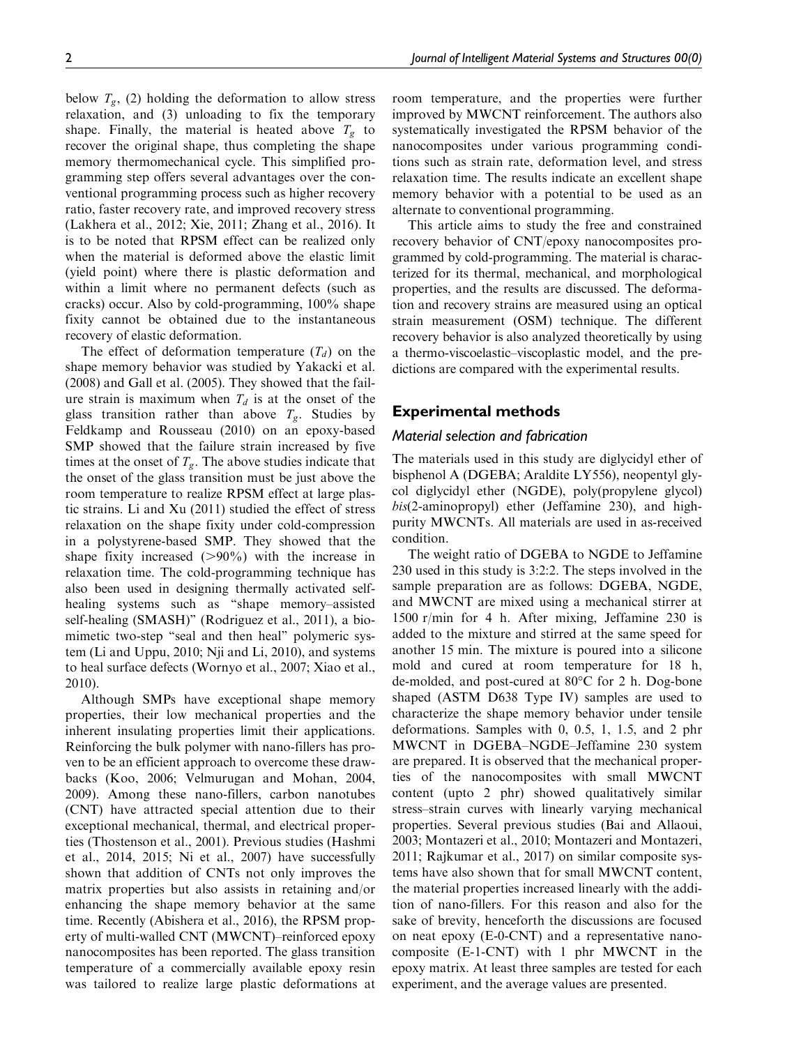below $T_g$, (2) holding the deformation to allow stress relaxation, and (3) unloading to fix the temporary shape. Finally, the material is heated above $T_g$ to recover the original shape, thus completing the shape memory thermomechanical cycle. This simplified programming step offers several advantages over the conventional programming process such as higher recovery ratio, faster recovery rate, and improved recovery stress (Lakhera et al., 2012; Xie, 2011; Zhang et al., 2016). It is to be noted that RPSM effect can be realized only when the material is deformed above the elastic limit (yield point) where there is plastic deformation and within a limit where no permanent defects (such as cracks) occur. Also by cold-programming, 100% shape fixity cannot be obtained due to the instantaneous recovery of elastic deformation.

The effect of deformation temperature ($T_d$) on the shape memory behavior was studied by Yakacki et al. (2008) and Gall et al. (2005). They showed that the failure strain is maximum when $T_d$ is at the onset of the glass transition rather than above $T_g$. Studies by Feldkamp and Rousseau (2010) on an epoxy-based SMP showed that the failure strain increased by five times at the onset of $T_g$. The above studies indicate that the onset of the glass transition must be just above the room temperature to realize RPSM effect at large plastic strains. Li and Xu (2011) studied the effect of stress relaxation on the shape fixity under cold-compression in a polystyrene-based SMP. They showed that the shape fixity increased (>90%) with the increase in relaxation time. The cold-programming technique has also been used in designing thermally activated self-healing systems such as "shape memory–assisted self-healing (SMASH)" (Rodriguez et al., 2011), a biomimetic two-step "seal and then heal" polymeric system (Li and Uppu, 2010; Nji and Li, 2010), and systems to heal surface defects (Wornyo et al., 2007; Xiao et al., 2010).

Although SMPs have exceptional shape memory properties, their low mechanical properties and the inherent insulating properties limit their applications. Reinforcing the bulk polymer with nano-fillers has proven to be an efficient approach to overcome these drawbacks (Koo, 2006; Velmurugan and Mohan, 2004, 2009). Among these nano-fillers, carbon nanotubes (CNT) have attracted special attention due to their exceptional mechanical, thermal, and electrical properties (Thostenson et al., 2001). Previous studies (Hashmi et al., 2014, 2015; Ni et al., 2007) have successfully shown that addition of CNTs not only improves the matrix properties but also assists in retaining and/or enhancing the shape memory behavior at the same time. Recently (Abishera et al., 2016), the RPSM property of multi-walled CNT (MWCNT)–reinforced epoxy nanocomposites has been reported. The glass transition temperature of a commercially available epoxy resin was tailored to realize large plastic deformations at room temperature, and the properties were further improved by MWCNT reinforcement. The authors also systematically investigated the RPSM behavior of the nanocomposites under various programming conditions such as strain rate, deformation level, and stress relaxation time. The results indicate an excellent shape memory behavior with a potential to be used as an alternate to conventional programming.

This article aims to study the free and constrained recovery behavior of CNT/epoxy nanocomposites programmed by cold-programming. The material is characterized for its thermal, mechanical, and morphological properties, and the results are discussed. The deformation and recovery strains are measured using an optical strain measurement (OSM) technique. The different recovery behavior is also analyzed theoretically by using a thermo-viscoelastic–viscoplastic model, and the predictions are compared with the experimental results.

## Experimental methods

### Material selection and fabrication

The materials used in this study are diglycidyl ether of bisphenol A (DGEBA; Araldite LY556), neopentyl glycol diglycidyl ether (NGDE), poly(propylene glycol) *bis*(2-aminopropyl) ether (Jeffamine 230), and high-purity MWCNTs. All materials are used in as-received condition.

The weight ratio of DGEBA to NGDE to Jeffamine 230 used in this study is 3:2:2. The steps involved in the sample preparation are as follows: DGEBA, NGDE, and MWCNT are mixed using a mechanical stirrer at 1500 r/min for 4 h. After mixing, Jeffamine 230 is added to the mixture and stirred at the same speed for another 15 min. The mixture is poured into a silicone mold and cured at room temperature for 18 h, de-molded, and post-cured at 80°C for 2 h. Dog-bone shaped (ASTM D638 Type IV) samples are used to characterize the shape memory behavior under tensile deformations. Samples with 0, 0.5, 1, 1.5, and 2 phr MWCNT in DGEBA–NGDE–Jeffamine 230 system are prepared. It is observed that the mechanical properties of the nanocomposites with small MWCNT content (upto 2 phr) showed qualitatively similar stress–strain curves with linearly varying mechanical properties. Several previous studies (Bai and Allaoui, 2003; Montazeri et al., 2010; Montazeri and Montazeri, 2011; Rajkumar et al., 2017) on similar composite systems have also shown that for small MWCNT content, the material properties increased linearly with the addition of nano-fillers. For this reason and also for the sake of brevity, henceforth the discussions are focused on neat epoxy (E-0-CNT) and a representative nanocomposite (E-1-CNT) with 1 phr MWCNT in the epoxy matrix. At least three samples are tested for each experiment, and the average values are presented.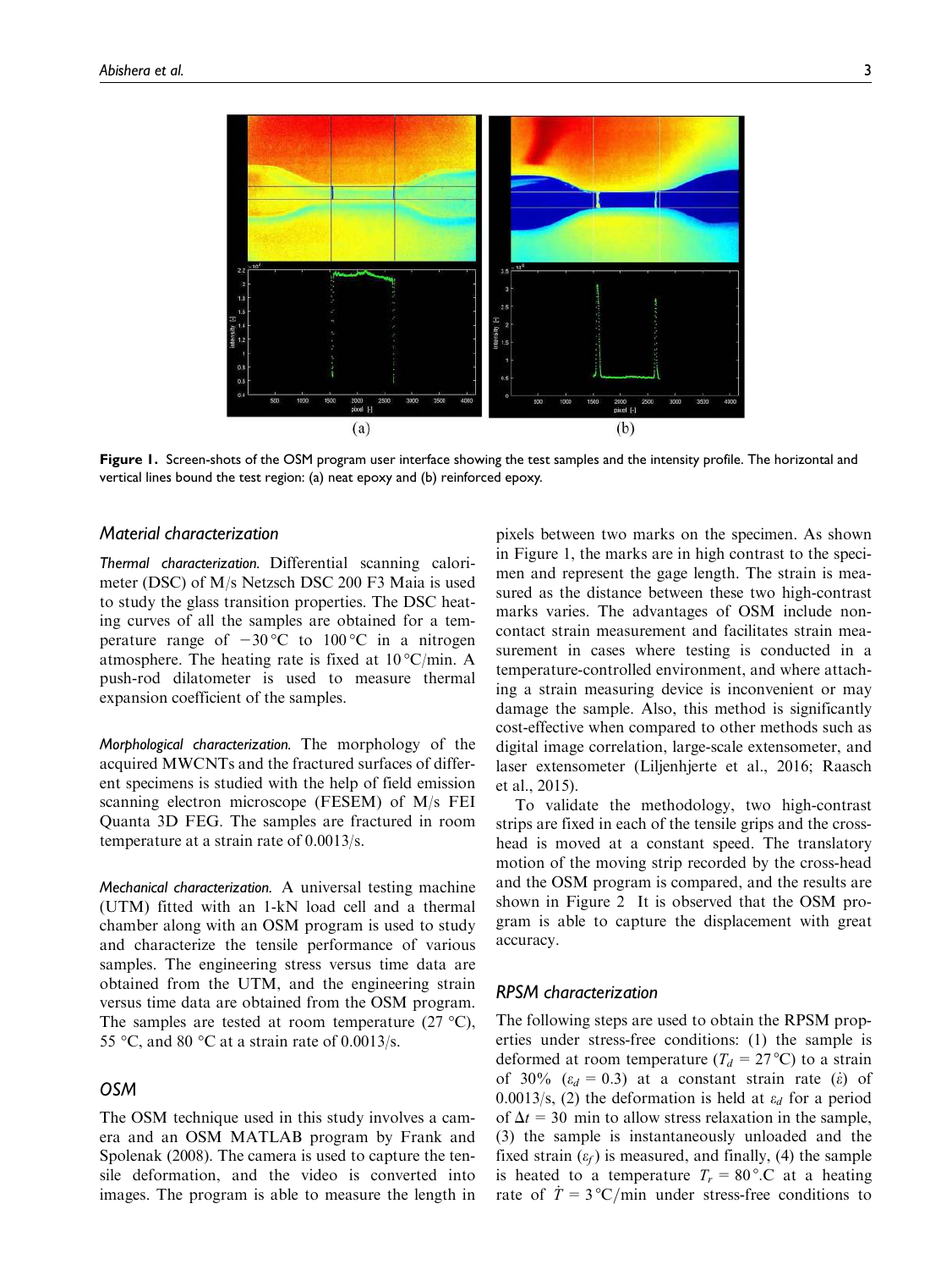Figure 1. Screen-shots of the OSM program user interface showing the test samples and the intensity profile. The horizontal and vertical lines bound the test region: (a) neat epoxy and (b) reinforced epoxy.

### Material characterization

*Thermal characterization.* Differential scanning calorimeter (DSC) of M/s Netzsch DSC 200 F3 Maia is used to study the glass transition properties. The DSC heating curves of all the samples are obtained for a temperature range of $-30\,^{\circ}\mathrm{C}$ to $100\,^{\circ}\mathrm{C}$ in a nitrogen atmosphere. The heating rate is fixed at $10\,^{\circ}\mathrm{C/min}$. A push-rod dilatometer is used to measure thermal expansion coefficient of the samples.

*Morphological characterization.* The morphology of the acquired MWCNTs and the fractured surfaces of different specimens is studied with the help of field emission scanning electron microscope (FESEM) of M/s FEI Quanta 3D FEG. The samples are fractured in room temperature at a strain rate of 0.0013/s.

*Mechanical characterization.* A universal testing machine (UTM) fitted with an 1-kN load cell and a thermal chamber along with an OSM program is used to study and characterize the tensile performance of various samples. The engineering stress versus time data are obtained from the UTM, and the engineering strain versus time data are obtained from the OSM program. The samples are tested at room temperature (27 °C), 55 °C, and 80 °C at a strain rate of 0.0013/s.

## OSM

The OSM technique used in this study involves a camera and an OSM MATLAB program by Frank and Spolenak (2008). The camera is used to capture the tensile deformation, and the video is converted into images. The program is able to measure the length in pixels between two marks on the specimen. As shown in Figure 1, the marks are in high contrast to the specimen and represent the gage length. The strain is measured as the distance between these two high-contrast marks varies. The advantages of OSM include non-contact strain measurement and facilitates strain measurement in cases where testing is conducted in a temperature-controlled environment, and where attaching a strain measuring device is inconvenient or may damage the sample. Also, this method is significantly cost-effective when compared to other methods such as digital image correlation, large-scale extensometer, and laser extensometer (Liljenhjerte et al., 2016; Raasch et al., 2015).

To validate the methodology, two high-contrast strips are fixed in each of the tensile grips and the cross-head is moved at a constant speed. The translatory motion of the moving strip recorded by the cross-head and the OSM program is compared, and the results are shown in Figure 2 It is observed that the OSM program is able to capture the displacement with great accuracy.

## RPSM characterization

The following steps are used to obtain the RPSM properties under stress-free conditions: (1) the sample is deformed at room temperature ($T_d = 27\,^{\circ}\mathrm{C}$) to a strain of 30% ($\varepsilon_d = 0.3$) at a constant strain rate ($\dot{\varepsilon}$) of 0.0013/s, (2) the deformation is held at $\varepsilon_d$ for a period of $\Delta t = 30$ min to allow stress relaxation in the sample, (3) the sample is instantaneously unloaded and the fixed strain ($\varepsilon_f$) is measured, and finally, (4) the sample is heated to a temperature $T_r = 80\,^{\circ}$.C at a heating rate of $\dot{T} = 3\,^{\circ}\mathrm{C/min}$ under stress-free conditions to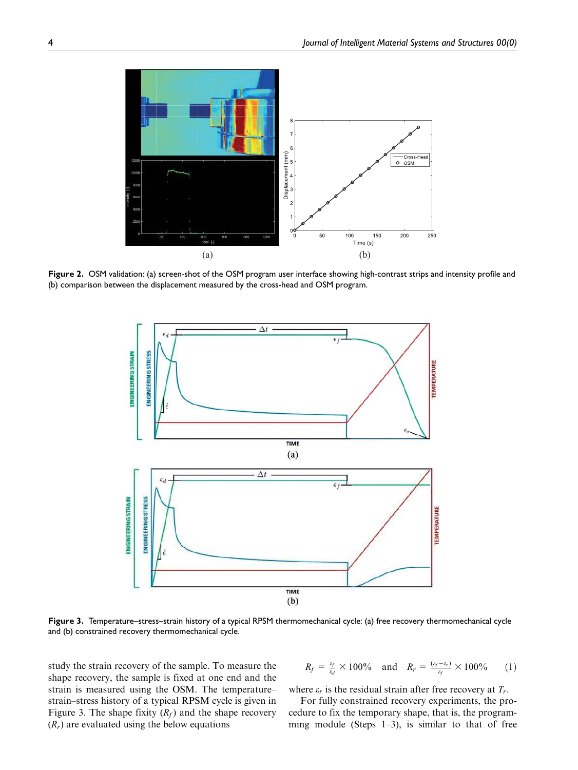Figure 2. OSM validation: (a) screen-shot of the OSM program user interface showing high-contrast strips and intensity profile and (b) comparison between the displacement measured by the cross-head and OSM program.

Figure 3. Temperature–stress–strain history of a typical RPSM thermomechanical cycle: (a) free recovery thermomechanical cycle and (b) constrained recovery thermomechanical cycle.

study the strain recovery of the sample. To measure the shape recovery, the sample is fixed at one end and the strain is measured using the OSM. The temperature–strain–stress history of a typical RPSM cycle is given in Figure 3. The shape fixity ($R_f$) and the shape recovery ($R_r$) are evaluated using the below equations

$$R_f = \frac{\varepsilon_f}{\varepsilon_d} \times 100\% \quad \text{and} \quad R_r = \frac{(\varepsilon_f - \varepsilon_r)}{\varepsilon_f} \times 100\% \qquad (1)$$

where $\varepsilon_r$ is the residual strain after free recovery at $T_r$.

For fully constrained recovery experiments, the procedure to fix the temporary shape, that is, the programming module (Steps 1–3), is similar to that of free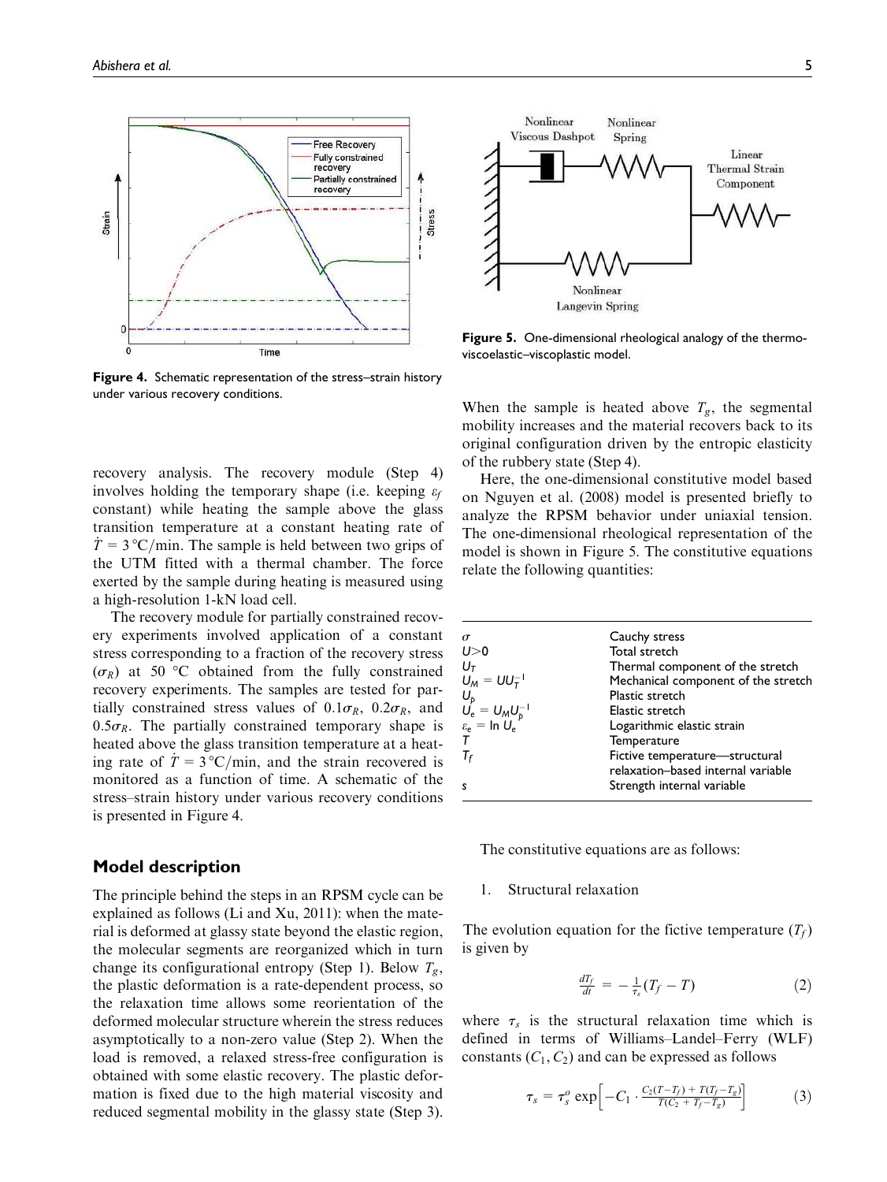Figure 4. Schematic representation of the stress–strain history under various recovery conditions.

Figure 5. One-dimensional rheological analogy of the thermo-viscoelastic–viscoplastic model.

recovery analysis. The recovery module (Step 4) involves holding the temporary shape (i.e. keeping $\varepsilon_f$ constant) while heating the sample above the glass transition temperature at a constant heating rate of $\dot{T} = 3\,^{\circ}\mathrm{C/min}$. The sample is held between two grips of the UTM fitted with a thermal chamber. The force exerted by the sample during heating is measured using a high-resolution 1-kN load cell.

The recovery module for partially constrained recovery experiments involved application of a constant stress corresponding to a fraction of the recovery stress ($\sigma_R$) at 50 °C obtained from the fully constrained recovery experiments. The samples are tested for partially constrained stress values of $0.1\sigma_R$, $0.2\sigma_R$, and $0.5\sigma_R$. The partially constrained temporary shape is heated above the glass transition temperature at a heating rate of $\dot{T} = 3\,^{\circ}\mathrm{C/min}$, and the strain recovered is monitored as a function of time. A schematic of the stress–strain history under various recovery conditions is presented in Figure 4.

## Model description

The principle behind the steps in an RPSM cycle can be explained as follows (Li and Xu, 2011): when the material is deformed at glassy state beyond the elastic region, the molecular segments are reorganized which in turn change its configurational entropy (Step 1). Below $T_g$, the plastic deformation is a rate-dependent process, so the relaxation time allows some reorientation of the deformed molecular structure wherein the stress reduces asymptotically to a non-zero value (Step 2). When the load is removed, a relaxed stress-free configuration is obtained with some elastic recovery. The plastic deformation is fixed due to the high material viscosity and reduced segmental mobility in the glassy state (Step 3). When the sample is heated above $T_g$, the segmental mobility increases and the material recovers back to its original configuration driven by the entropic elasticity of the rubbery state (Step 4).

Here, the one-dimensional constitutive model based on Nguyen et al. (2008) model is presented briefly to analyze the RPSM behavior under uniaxial tension. The one-dimensional rheological representation of the model is shown in Figure 5. The constitutive equations relate the following quantities:

| | |
|---|---|
| $\sigma$ | Cauchy stress |
| $U>0$ | Total stretch |
| $U_T$ | Thermal component of the stretch |
| $U_M = UU_T^{-1}$ | Mechanical component of the stretch |
| $U_p$ | Plastic stretch |
| $U_e = U_M U_p^{-1}$ | Elastic stretch |
| $\varepsilon_e = \ln U_e$ | Logarithmic elastic strain |
| $T$ | Temperature |
| $T_f$ | Fictive temperature—structural relaxation–based internal variable |
| $s$ | Strength internal variable |

The constitutive equations are as follows:

1. Structural relaxation

The evolution equation for the fictive temperature ($T_f$) is given by

$$\frac{dT_f}{dt} = -\frac{1}{\tau_s}(T_f - T) \tag{2}$$

where $\tau_s$ is the structural relaxation time which is defined in terms of Williams–Landel–Ferry (WLF) constants ($C_1, C_2$) and can be expressed as follows

$$\tau_s = \tau_s^o \exp\left[-C_1 \cdot \frac{C_2(T - T_f) + T(T_f - T_g)}{T(C_2 + T_f - T_g)}\right] \tag{3}$$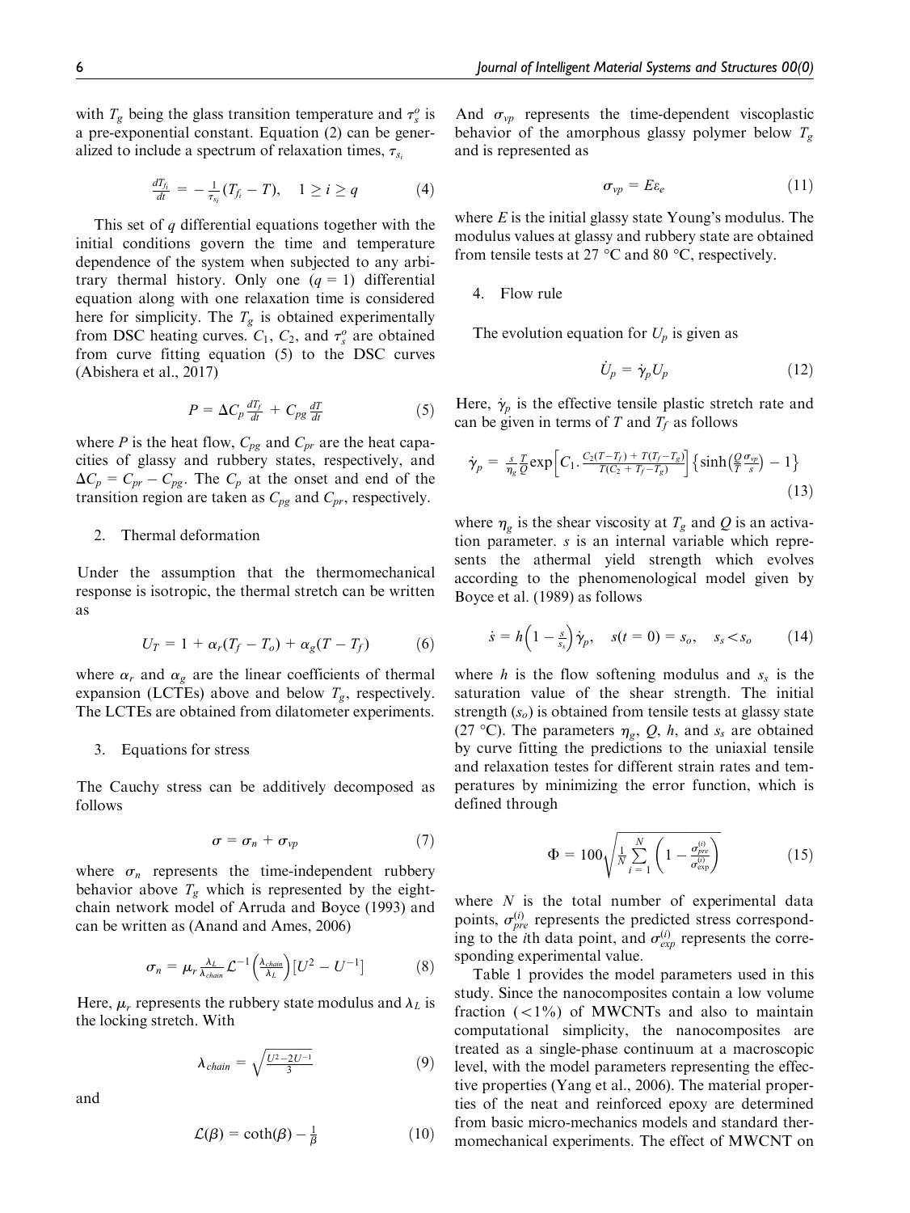with $T_g$ being the glass transition temperature and $\tau_s^o$ is a pre-exponential constant. Equation (2) can be generalized to include a spectrum of relaxation times, $\tau_{s_i}$

$$\frac{dT_{f_i}}{dt} = -\frac{1}{\tau_{s_i}}(T_{f_i} - T), \quad 1 \geq i \geq q \tag{4}$$

This set of $q$ differential equations together with the initial conditions govern the time and temperature dependence of the system when subjected to any arbitrary thermal history. Only one ($q = 1$) differential equation along with one relaxation time is considered here for simplicity. The $T_g$ is obtained experimentally from DSC heating curves. $C_1$, $C_2$, and $\tau_s^o$ are obtained from curve fitting equation (5) to the DSC curves (Abishera et al., 2017)

$$P = \Delta C_p \frac{dT_f}{dt} + C_{pg} \frac{dT}{dt} \tag{5}$$

where $P$ is the heat flow, $C_{pg}$ and $C_{pr}$ are the heat capacities of glassy and rubbery states, respectively, and $\Delta C_p = C_{pr} - C_{pg}$. The $C_p$ at the onset and end of the transition region are taken as $C_{pg}$ and $C_{pr}$, respectively.

2. Thermal deformation

Under the assumption that the thermomechanical response is isotropic, the thermal stretch can be written as

$$U_T = 1 + \alpha_r(T_f - T_o) + \alpha_g(T - T_f) \tag{6}$$

where $\alpha_r$ and $\alpha_g$ are the linear coefficients of thermal expansion (LCTEs) above and below $T_g$, respectively. The LCTEs are obtained from dilatometer experiments.

3. Equations for stress

The Cauchy stress can be additively decomposed as follows

$$\sigma = \sigma_n + \sigma_{vp} \tag{7}$$

where $\sigma_n$ represents the time-independent rubbery behavior above $T_g$ which is represented by the eight-chain network model of Arruda and Boyce (1993) and can be written as (Anand and Ames, 2006)

$$\sigma_n = \mu_r \frac{\lambda_L}{\lambda_{chain}} \mathcal{L}^{-1}\left(\frac{\lambda_{chain}}{\lambda_L}\right)\left[U^2 - U^{-1}\right] \tag{8}$$

Here, $\mu_r$ represents the rubbery state modulus and $\lambda_L$ is the locking stretch. With

$$\lambda_{chain} = \sqrt{\frac{U^2 - 2U^{-1}}{3}} \tag{9}$$

and

$$\mathcal{L}(\beta) = \coth(\beta) - \frac{1}{\beta} \tag{10}$$

And $\sigma_{vp}$ represents the time-dependent viscoplastic behavior of the amorphous glassy polymer below $T_g$ and is represented as

$$\sigma_{vp} = E\varepsilon_e \tag{11}$$

where $E$ is the initial glassy state Young's modulus. The modulus values at glassy and rubbery state are obtained from tensile tests at 27 °C and 80 °C, respectively.

4. Flow rule

The evolution equation for $U_p$ is given as

$$\dot{U}_p = \dot{\gamma}_p U_p \tag{12}$$

Here, $\dot{\gamma}_p$ is the effective tensile plastic stretch rate and can be given in terms of $T$ and $T_f$ as follows

$$\dot{\gamma}_p = \frac{s}{\eta_g} \frac{T}{Q} \exp\left[C_1 \cdot \frac{C_2(T - T_f) + T(T_f - T_g)}{T(C_2 + T_f - T_g)}\right]\left\{\sinh\left(\frac{Q}{T}\frac{\sigma_{vp}}{s}\right) - 1\right\} \tag{13}$$

where $\eta_g$ is the shear viscosity at $T_g$ and $Q$ is an activation parameter. $s$ is an internal variable which represents the athermal yield strength which evolves according to the phenomenological model given by Boyce et al. (1989) as follows

$$\dot{s} = h\left(1 - \frac{s}{s_s}\right)\dot{\gamma}_p, \quad s(t = 0) = s_o, \quad s_s < s_o \tag{14}$$

where $h$ is the flow softening modulus and $s_s$ is the saturation value of the shear strength. The initial strength ($s_o$) is obtained from tensile tests at glassy state (27 °C). The parameters $\eta_g$, $Q$, $h$, and $s_s$ are obtained by curve fitting the predictions to the uniaxial tensile and relaxation testes for different strain rates and temperatures by minimizing the error function, which is defined through

$$\Phi = 100\sqrt{\frac{1}{N}\sum_{i=1}^{N}\left(1 - \frac{\sigma_{pre}^{(i)}}{\sigma_{\exp}^{(i)}}\right)} \tag{15}$$

where $N$ is the total number of experimental data points, $\sigma_{pre}^{(i)}$ represents the predicted stress corresponding to the $i$th data point, and $\sigma_{exp}^{(i)}$ represents the corresponding experimental value.

Table 1 provides the model parameters used in this study. Since the nanocomposites contain a low volume fraction (<1%) of MWCNTs and also to maintain computational simplicity, the nanocomposites are treated as a single-phase continuum at a macroscopic level, with the model parameters representing the effective properties (Yang et al., 2006). The material properties of the neat and reinforced epoxy are determined from basic micro-mechanics models and standard thermomechanical experiments. The effect of MWCNT on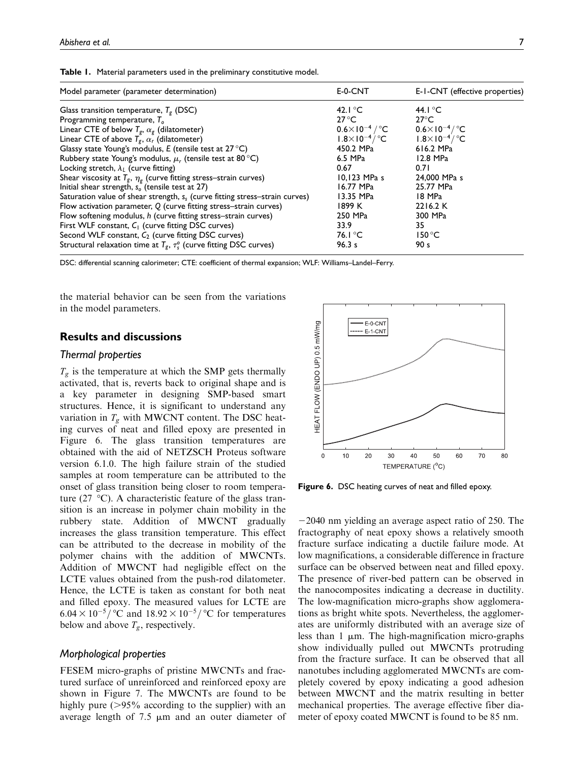**Table 1.** Material parameters used in the preliminary constitutive model.

| Model parameter (parameter determination) | E-0-CNT | E-1-CNT (effective properties) |
|---|---|---|
| Glass transition temperature, $T_g$ (DSC) | 42.1 °C | 44.1 °C |
| Programming temperature, $T_o$ | 27 °C | 27°C |
| Linear CTE of below $T_g$, $\alpha_g$ (dilatometer) | $0.6\times10^{-4}$/°C | $0.6\times10^{-4}$/°C |
| Linear CTE of above $T_g$, $\alpha_r$ (dilatometer) | $1.8\times10^{-4}$/°C | $1.8\times10^{-4}$/°C |
| Glassy state Young's modulus, $E$ (tensile test at 27 °C) | 450.2 MPa | 616.2 MPa |
| Rubbery state Young's modulus, $\mu_r$ (tensile test at 80 °C) | 6.5 MPa | 12.8 MPa |
| Locking stretch, $\lambda_L$ (curve fitting) | 0.67 | 0.71 |
| Shear viscosity at $T_g$, $\eta_g$ (curve fitting stress–strain curves) | 10,123 MPa s | 24,000 MPa s |
| Initial shear strength, $s_o$ (tensile test at 27) | 16.77 MPa | 25.77 MPa |
| Saturation value of shear strength, $s_s$ (curve fitting stress–strain curves) | 13.35 MPa | 18 MPa |
| Flow activation parameter, $Q$ (curve fitting stress–strain curves) | 1899 K | 2216.2 K |
| Flow softening modulus, $h$ (curve fitting stress–strain curves) | 250 MPa | 300 MPa |
| First WLF constant, $C_1$ (curve fitting DSC curves) | 33.9 | 35 |
| Second WLF constant, $C_2$ (curve fitting DSC curves) | 76.1 °C | 150 °C |
| Structural relaxation time at $T_g$, $\tau_s^o$ (curve fitting DSC curves) | 96.3 s | 90 s |

DSC: differential scanning calorimeter; CTE: coefficient of thermal expansion; WLF: Williams–Landel–Ferry.

the material behavior can be seen from the variations in the model parameters.

## Results and discussions

### Thermal properties

$T_g$ is the temperature at which the SMP gets thermally activated, that is, reverts back to original shape and is a key parameter in designing SMP-based smart structures. Hence, it is significant to understand any variation in $T_g$ with MWCNT content. The DSC heating curves of neat and filled epoxy are presented in Figure 6. The glass transition temperatures are obtained with the aid of NETZSCH Proteus software version 6.1.0. The high failure strain of the studied samples at room temperature can be attributed to the onset of glass transition being closer to room temperature (27 °C). A characteristic feature of the glass transition is an increase in polymer chain mobility in the rubbery state. Addition of MWCNT gradually increases the glass transition temperature. This effect can be attributed to the decrease in mobility of the polymer chains with the addition of MWCNTs. Addition of MWCNT had negligible effect on the LCTE values obtained from the push-rod dilatometer. Hence, the LCTE is taken as constant for both neat and filled epoxy. The measured values for LCTE are $6.04\times10^{-5}$/°C and $18.92\times10^{-5}$/°C for temperatures below and above $T_g$, respectively.

**Figure 6.** DSC heating curves of neat and filled epoxy.

### Morphological properties

FESEM micro-graphs of pristine MWCNTs and fractured surface of unreinforced and reinforced epoxy are shown in Figure 7. The MWCNTs are found to be highly pure (>95% according to the supplier) with an average length of 7.5 μm and an outer diameter of −2040 nm yielding an average aspect ratio of 250. The fractography of neat epoxy shows a relatively smooth fracture surface indicating a ductile failure mode. At low magnifications, a considerable difference in fracture surface can be observed between neat and filled epoxy. The presence of river-bed pattern can be observed in the nanocomposites indicating a decrease in ductility. The low-magnification micro-graphs show agglomerations as bright white spots. Nevertheless, the agglomerates are uniformly distributed with an average size of less than 1 μm. The high-magnification micro-graphs show individually pulled out MWCNTs protruding from the fracture surface. It can be observed that all nanotubes including agglomerated MWCNTs are completely covered by epoxy indicating a good adhesion between MWCNT and the matrix resulting in better mechanical properties. The average effective fiber diameter of epoxy coated MWCNT is found to be 85 nm.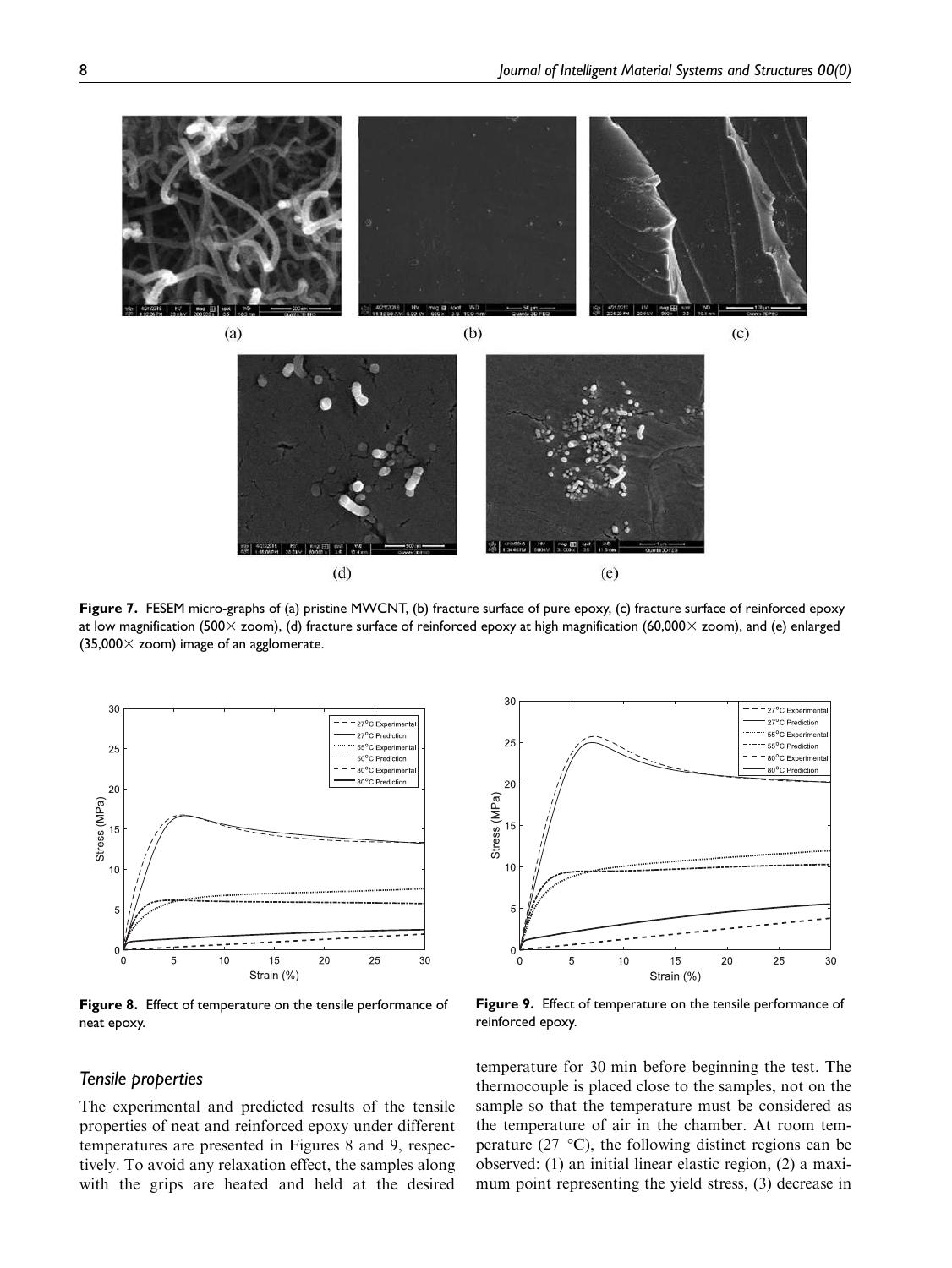Figure 7. FESEM micro-graphs of (a) pristine MWCNT, (b) fracture surface of pure epoxy, (c) fracture surface of reinforced epoxy at low magnification (500× zoom), (d) fracture surface of reinforced epoxy at high magnification (60,000× zoom), and (e) enlarged (35,000× zoom) image of an agglomerate.

Figure 8. Effect of temperature on the tensile performance of neat epoxy.

Figure 9. Effect of temperature on the tensile performance of reinforced epoxy.

### Tensile properties

The experimental and predicted results of the tensile properties of neat and reinforced epoxy under different temperatures are presented in Figures 8 and 9, respectively. To avoid any relaxation effect, the samples along with the grips are heated and held at the desired temperature for 30 min before beginning the test. The thermocouple is placed close to the samples, not on the sample so that the temperature must be considered as the temperature of air in the chamber. At room temperature (27 °C), the following distinct regions can be observed: (1) an initial linear elastic region, (2) a maximum point representing the yield stress, (3) decrease in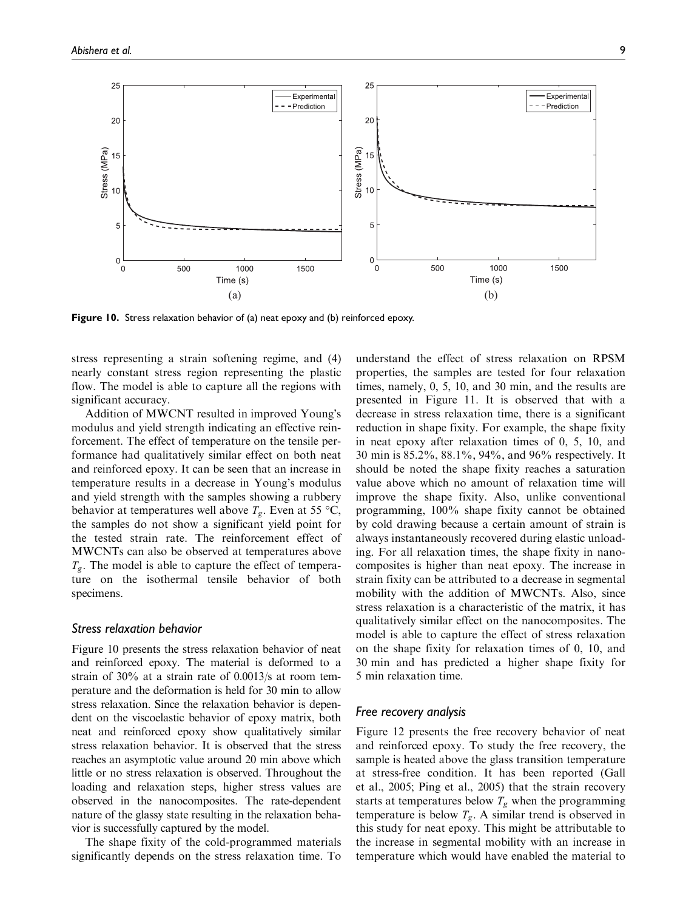Figure 10. Stress relaxation behavior of (a) neat epoxy and (b) reinforced epoxy.

stress representing a strain softening regime, and (4) nearly constant stress region representing the plastic flow. The model is able to capture all the regions with significant accuracy.

Addition of MWCNT resulted in improved Young's modulus and yield strength indicating an effective reinforcement. The effect of temperature on the tensile performance had qualitatively similar effect on both neat and reinforced epoxy. It can be seen that an increase in temperature results in a decrease in Young's modulus and yield strength with the samples showing a rubbery behavior at temperatures well above $T_g$. Even at 55 °C, the samples do not show a significant yield point for the tested strain rate. The reinforcement effect of MWCNTs can also be observed at temperatures above $T_g$. The model is able to capture the effect of temperature on the isothermal tensile behavior of both specimens.

### Stress relaxation behavior

Figure 10 presents the stress relaxation behavior of neat and reinforced epoxy. The material is deformed to a strain of 30% at a strain rate of 0.0013/s at room temperature and the deformation is held for 30 min to allow stress relaxation. Since the relaxation behavior is dependent on the viscoelastic behavior of epoxy matrix, both neat and reinforced epoxy show qualitatively similar stress relaxation behavior. It is observed that the stress reaches an asymptotic value around 20 min above which little or no stress relaxation is observed. Throughout the loading and relaxation steps, higher stress values are observed in the nanocomposites. The rate-dependent nature of the glassy state resulting in the relaxation behavior is successfully captured by the model.

The shape fixity of the cold-programmed materials significantly depends on the stress relaxation time. To understand the effect of stress relaxation on RPSM properties, the samples are tested for four relaxation times, namely, 0, 5, 10, and 30 min, and the results are presented in Figure 11. It is observed that with a decrease in stress relaxation time, there is a significant reduction in shape fixity. For example, the shape fixity in neat epoxy after relaxation times of 0, 5, 10, and 30 min is 85.2%, 88.1%, 94%, and 96% respectively. It should be noted the shape fixity reaches a saturation value above which no amount of relaxation time will improve the shape fixity. Also, unlike conventional programming, 100% shape fixity cannot be obtained by cold drawing because a certain amount of strain is always instantaneously recovered during elastic unloading. For all relaxation times, the shape fixity in nanocomposites is higher than neat epoxy. The increase in strain fixity can be attributed to a decrease in segmental mobility with the addition of MWCNTs. Also, since stress relaxation is a characteristic of the matrix, it has qualitatively similar effect on the nanocomposites. The model is able to capture the effect of stress relaxation on the shape fixity for relaxation times of 0, 10, and 30 min and has predicted a higher shape fixity for 5 min relaxation time.

### Free recovery analysis

Figure 12 presents the free recovery behavior of neat and reinforced epoxy. To study the free recovery, the sample is heated above the glass transition temperature at stress-free condition. It has been reported (Gall et al., 2005; Ping et al., 2005) that the strain recovery starts at temperatures below $T_g$ when the programming temperature is below $T_g$. A similar trend is observed in this study for neat epoxy. This might be attributable to the increase in segmental mobility with an increase in temperature which would have enabled the material to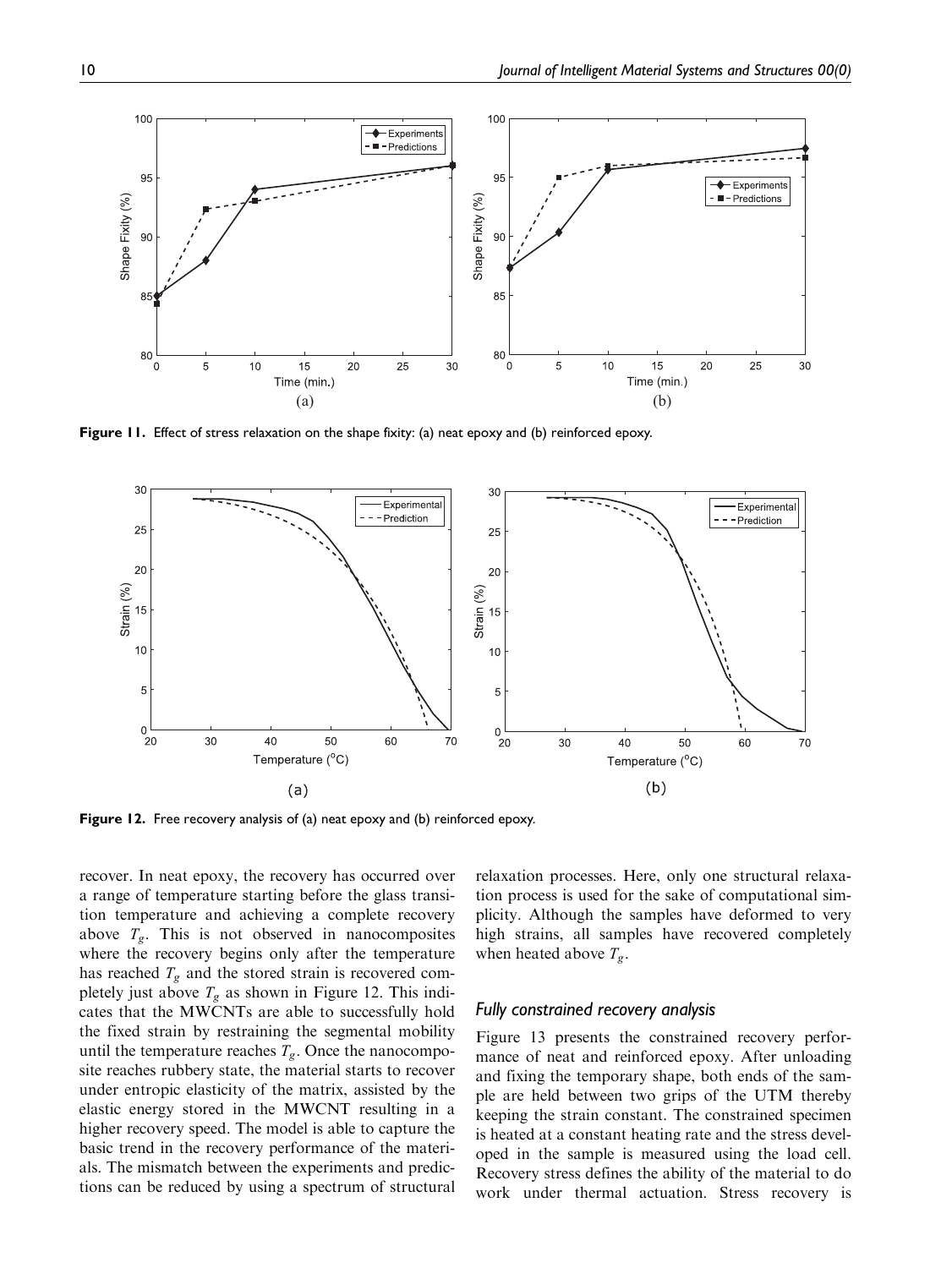Figure 11. Effect of stress relaxation on the shape fixity: (a) neat epoxy and (b) reinforced epoxy.

Figure 12. Free recovery analysis of (a) neat epoxy and (b) reinforced epoxy.

recover. In neat epoxy, the recovery has occurred over a range of temperature starting before the glass transition temperature and achieving a complete recovery above $T_g$. This is not observed in nanocomposites where the recovery begins only after the temperature has reached $T_g$ and the stored strain is recovered completely just above $T_g$ as shown in Figure 12. This indicates that the MWCNTs are able to successfully hold the fixed strain by restraining the segmental mobility until the temperature reaches $T_g$. Once the nanocomposite reaches rubbery state, the material starts to recover under entropic elasticity of the matrix, assisted by the elastic energy stored in the MWCNT resulting in a higher recovery speed. The model is able to capture the basic trend in the recovery performance of the materials. The mismatch between the experiments and predictions can be reduced by using a spectrum of structural relaxation processes. Here, only one structural relaxation process is used for the sake of computational simplicity. Although the samples have deformed to very high strains, all samples have recovered completely when heated above $T_g$.

### Fully constrained recovery analysis

Figure 13 presents the constrained recovery performance of neat and reinforced epoxy. After unloading and fixing the temporary shape, both ends of the sample are held between two grips of the UTM thereby keeping the strain constant. The constrained specimen is heated at a constant heating rate and the stress developed in the sample is measured using the load cell. Recovery stress defines the ability of the material to do work under thermal actuation. Stress recovery is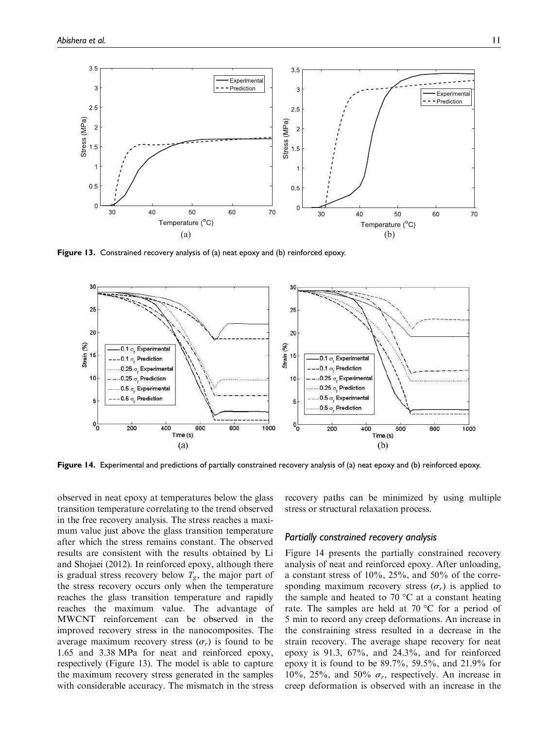Figure 13. Constrained recovery analysis of (a) neat epoxy and (b) reinforced epoxy.

Figure 14. Experimental and predictions of partially constrained recovery analysis of (a) neat epoxy and (b) reinforced epoxy.

observed in neat epoxy at temperatures below the glass transition temperature correlating to the trend observed in the free recovery analysis. The stress reaches a maximum value just above the glass transition temperature after which the stress remains constant. The observed results are consistent with the results obtained by Li and Shojaei (2012). In reinforced epoxy, although there is gradual stress recovery below $T_g$, the major part of the stress recovery occurs only when the temperature reaches the glass transition temperature and rapidly reaches the maximum value. The advantage of MWCNT reinforcement can be observed in the improved recovery stress in the nanocomposites. The average maximum recovery stress ($\sigma_r$) is found to be 1.65 and 3.38 MPa for neat and reinforced epoxy, respectively (Figure 13). The model is able to capture the maximum recovery stress generated in the samples with considerable accuracy. The mismatch in the stress recovery paths can be minimized by using multiple stress or structural relaxation process.

### Partially constrained recovery analysis

Figure 14 presents the partially constrained recovery analysis of neat and reinforced epoxy. After unloading, a constant stress of 10%, 25%, and 50% of the corresponding maximum recovery stress ($\sigma_r$) is applied to the sample and heated to 70 °C at a constant heating rate. The samples are held at 70 °C for a period of 5 min to record any creep deformations. An increase in the constraining stress resulted in a decrease in the strain recovery. The average shape recovery for neat epoxy is 91.3, 67%, and 24.3%, and for reinforced epoxy it is found to be 89.7%, 59.5%, and 21.9% for 10%, 25%, and 50% $\sigma_r$, respectively. An increase in creep deformation is observed with an increase in the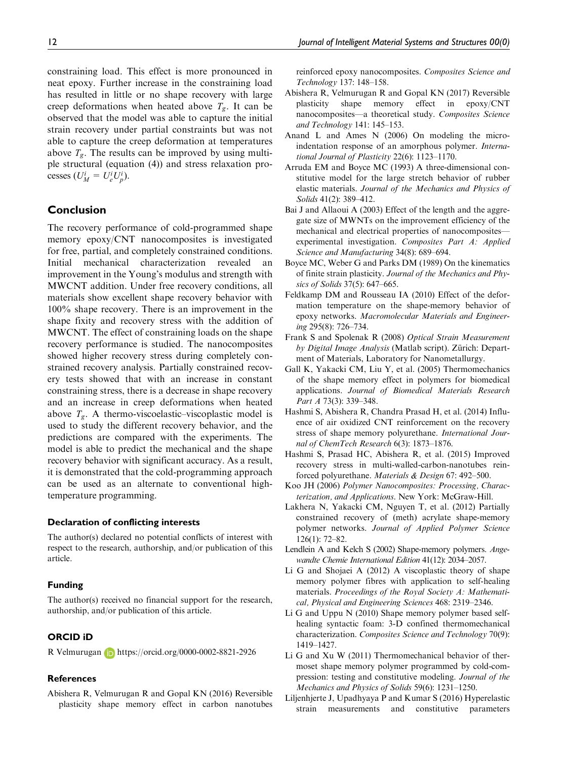constraining load. This effect is more pronounced in neat epoxy. Further increase in the constraining load has resulted in little or no shape recovery with large creep deformations when heated above $T_g$. It can be observed that the model was able to capture the initial strain recovery under partial constraints but was not able to capture the creep deformation at temperatures above $T_g$. The results can be improved by using multiple structural (equation (4)) and stress relaxation processes ($U_M^i = U_e^i U_p^i$).

## Conclusion

The recovery performance of cold-programmed shape memory epoxy/CNT nanocomposites is investigated for free, partial, and completely constrained conditions. Initial mechanical characterization revealed an improvement in the Young's modulus and strength with MWCNT addition. Under free recovery conditions, all materials show excellent shape recovery behavior with 100% shape recovery. There is an improvement in the shape fixity and recovery stress with the addition of MWCNT. The effect of constraining loads on the shape recovery performance is studied. The nanocomposites showed higher recovery stress during completely constrained recovery analysis. Partially constrained recovery tests showed that with an increase in constant constraining stress, there is a decrease in shape recovery and an increase in creep deformations when heated above $T_g$. A thermo-viscoelastic–viscoplastic model is used to study the different recovery behavior, and the predictions are compared with the experiments. The model is able to predict the mechanical and the shape recovery behavior with significant accuracy. As a result, it is demonstrated that the cold-programming approach can be used as an alternate to conventional high-temperature programming.

### Declaration of conflicting interests

The author(s) declared no potential conflicts of interest with respect to the research, authorship, and/or publication of this article.

### Funding

The author(s) received no financial support for the research, authorship, and/or publication of this article.

### ORCID iD

R Velmurugan https://orcid.org/0000-0002-8821-2926

### References

Abishera R, Velmurugan R and Gopal KN (2016) Reversible plasticity shape memory effect in carbon nanotubes reinforced epoxy nanocomposites. *Composites Science and Technology* 137: 148–158.

Abishera R, Velmurugan R and Gopal KN (2017) Reversible plasticity shape memory effect in epoxy/CNT nanocomposites—a theoretical study. *Composites Science and Technology* 141: 145–153.

Anand L and Ames N (2006) On modeling the micro-indentation response of an amorphous polymer. *International Journal of Plasticity* 22(6): 1123–1170.

Arruda EM and Boyce MC (1993) A three-dimensional constitutive model for the large stretch behavior of rubber elastic materials. *Journal of the Mechanics and Physics of Solids* 41(2): 389–412.

Bai J and Allaoui A (2003) Effect of the length and the aggregate size of MWNTs on the improvement efficiency of the mechanical and electrical properties of nanocomposites—experimental investigation. *Composites Part A: Applied Science and Manufacturing* 34(8): 689–694.

Boyce MC, Weber G and Parks DM (1989) On the kinematics of finite strain plasticity. *Journal of the Mechanics and Physics of Solids* 37(5): 647–665.

Feldkamp DM and Rousseau IA (2010) Effect of the deformation temperature on the shape-memory behavior of epoxy networks. *Macromolecular Materials and Engineering* 295(8): 726–734.

Frank S and Spolenak R (2008) *Optical Strain Measurement by Digital Image Analysis* (Matlab script). Zürich: Department of Materials, Laboratory for Nanometallurgy.

Gall K, Yakacki CM, Liu Y, et al. (2005) Thermomechanics of the shape memory effect in polymers for biomedical applications. *Journal of Biomedical Materials Research Part A* 73(3): 339–348.

Hashmi S, Abishera R, Chandra Prasad H, et al. (2014) Influence of air oxidized CNT reinforcement on the recovery stress of shape memory polyurethane. *International Journal of ChemTech Research* 6(3): 1873–1876.

Hashmi S, Prasad HC, Abishera R, et al. (2015) Improved recovery stress in multi-walled-carbon-nanotubes reinforced polyurethane. *Materials & Design* 67: 492–500.

Koo JH (2006) *Polymer Nanocomposites: Processing, Characterization, and Applications*. New York: McGraw-Hill.

Lakhera N, Yakacki CM, Nguyen T, et al. (2012) Partially constrained recovery of (meth) acrylate shape-memory polymer networks. *Journal of Applied Polymer Science* 126(1): 72–82.

Lendlein A and Kelch S (2002) Shape-memory polymers. *Angewandte Chemie International Edition* 41(12): 2034–2057.

Li G and Shojaei A (2012) A viscoplastic theory of shape memory polymer fibres with application to self-healing materials. *Proceedings of the Royal Society A: Mathematical, Physical and Engineering Sciences* 468: 2319–2346.

Li G and Uppu N (2010) Shape memory polymer based self-healing syntactic foam: 3-D confined thermomechanical characterization. *Composites Science and Technology* 70(9): 1419–1427.

Li G and Xu W (2011) Thermomechanical behavior of thermoset shape memory polymer programmed by cold-compression: testing and constitutive modeling. *Journal of the Mechanics and Physics of Solids* 59(6): 1231–1250.

Liljenhjerte J, Upadhyaya P and Kumar S (2016) Hyperelastic strain measurements and constitutive parameters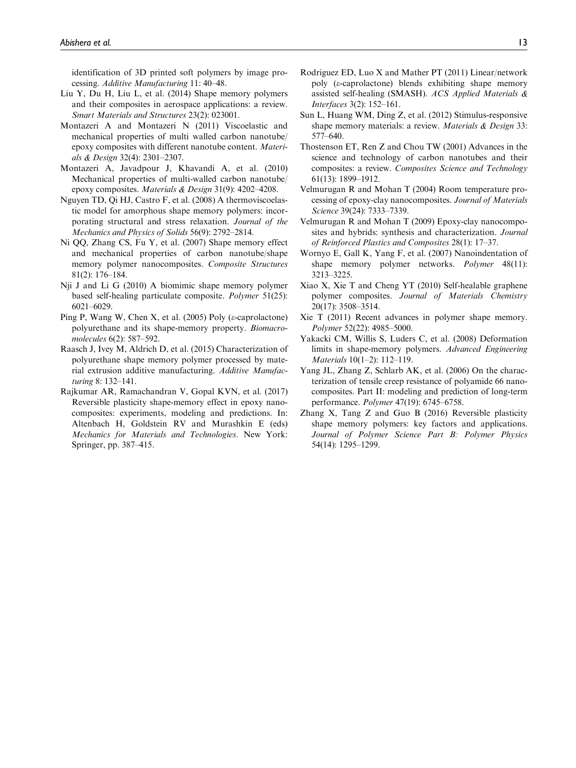identification of 3D printed soft polymers by image processing. *Additive Manufacturing* 11: 40–48.

Liu Y, Du H, Liu L, et al. (2014) Shape memory polymers and their composites in aerospace applications: a review. *Smart Materials and Structures* 23(2): 023001.

Montazeri A and Montazeri N (2011) Viscoelastic and mechanical properties of multi walled carbon nanotube/epoxy composites with different nanotube content. *Materials & Design* 32(4): 2301–2307.

Montazeri A, Javadpour J, Khavandi A, et al. (2010) Mechanical properties of multi-walled carbon nanotube/epoxy composites. *Materials & Design* 31(9): 4202–4208.

Nguyen TD, Qi HJ, Castro F, et al. (2008) A thermoviscoelastic model for amorphous shape memory polymers: incorporating structural and stress relaxation. *Journal of the Mechanics and Physics of Solids* 56(9): 2792–2814.

Ni QQ, Zhang CS, Fu Y, et al. (2007) Shape memory effect and mechanical properties of carbon nanotube/shape memory polymer nanocomposites. *Composite Structures* 81(2): 176–184.

Nji J and Li G (2010) A biomimic shape memory polymer based self-healing particulate composite. *Polymer* 51(25): 6021–6029.

Ping P, Wang W, Chen X, et al. (2005) Poly (ε-caprolactone) polyurethane and its shape-memory property. *Biomacromolecules* 6(2): 587–592.

Raasch J, Ivey M, Aldrich D, et al. (2015) Characterization of polyurethane shape memory polymer processed by material extrusion additive manufacturing. *Additive Manufacturing* 8: 132–141.

Rajkumar AR, Ramachandran V, Gopal KVN, et al. (2017) Reversible plasticity shape-memory effect in epoxy nanocomposites: experiments, modeling and predictions. In: Altenbach H, Goldstein RV and Murashkin E (eds) *Mechanics for Materials and Technologies*. New York: Springer, pp. 387–415.

Rodriguez ED, Luo X and Mather PT (2011) Linear/network poly (ε-caprolactone) blends exhibiting shape memory assisted self-healing (SMASH). *ACS Applied Materials & Interfaces* 3(2): 152–161.

Sun L, Huang WM, Ding Z, et al. (2012) Stimulus-responsive shape memory materials: a review. *Materials & Design* 33: 577–640.

Thostenson ET, Ren Z and Chou TW (2001) Advances in the science and technology of carbon nanotubes and their composites: a review. *Composites Science and Technology* 61(13): 1899–1912.

Velmurugan R and Mohan T (2004) Room temperature processing of epoxy-clay nanocomposites. *Journal of Materials Science* 39(24): 7333–7339.

Velmurugan R and Mohan T (2009) Epoxy-clay nanocomposites and hybrids: synthesis and characterization. *Journal of Reinforced Plastics and Composites* 28(1): 17–37.

Wornyo E, Gall K, Yang F, et al. (2007) Nanoindentation of shape memory polymer networks. *Polymer* 48(11): 3213–3225.

Xiao X, Xie T and Cheng YT (2010) Self-healable graphene polymer composites. *Journal of Materials Chemistry* 20(17): 3508–3514.

Xie T (2011) Recent advances in polymer shape memory. *Polymer* 52(22): 4985–5000.

Yakacki CM, Willis S, Luders C, et al. (2008) Deformation limits in shape-memory polymers. *Advanced Engineering Materials* 10(1–2): 112–119.

Yang JL, Zhang Z, Schlarb AK, et al. (2006) On the characterization of tensile creep resistance of polyamide 66 nanocomposites. Part II: modeling and prediction of long-term performance. *Polymer* 47(19): 6745–6758.

Zhang X, Tang Z and Guo B (2016) Reversible plasticity shape memory polymers: key factors and applications. *Journal of Polymer Science Part B: Polymer Physics* 54(14): 1295–1299.